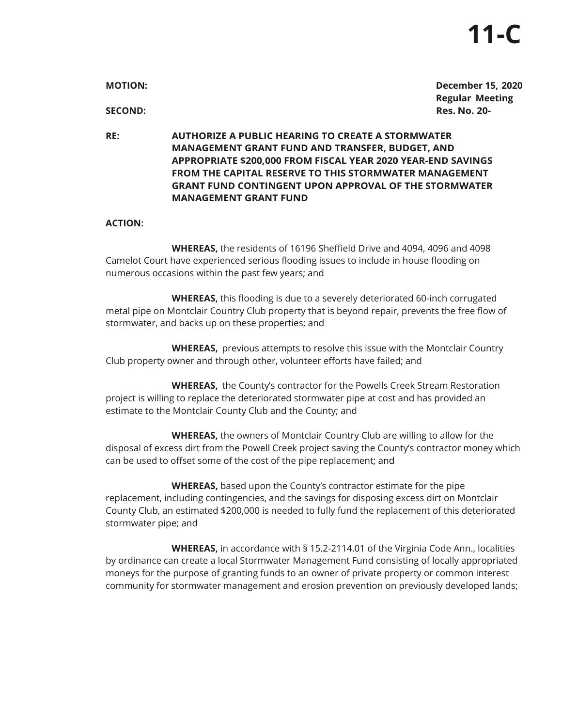# 11-C

**MOTION:** **December 15, 2020**
**Regular Meeting**

**SECOND:** **Res. No. 20-**

**RE: AUTHORIZE A PUBLIC HEARING TO CREATE A STORMWATER MANAGEMENT GRANT FUND AND TRANSFER, BUDGET, AND APPROPRIATE $200,000 FROM FISCAL YEAR 2020 YEAR-END SAVINGS FROM THE CAPITAL RESERVE TO THIS STORMWATER MANAGEMENT GRANT FUND CONTINGENT UPON APPROVAL OF THE STORMWATER MANAGEMENT GRANT FUND**

**ACTION:**

**WHEREAS,** the residents of 16196 Sheffield Drive and 4094, 4096 and 4098 Camelot Court have experienced serious flooding issues to include in house flooding on numerous occasions within the past few years; and

**WHEREAS,** this flooding is due to a severely deteriorated 60-inch corrugated metal pipe on Montclair Country Club property that is beyond repair, prevents the free flow of stormwater, and backs up on these properties; and

**WHEREAS,** previous attempts to resolve this issue with the Montclair Country Club property owner and through other, volunteer efforts have failed; and

**WHEREAS,** the County's contractor for the Powells Creek Stream Restoration project is willing to replace the deteriorated stormwater pipe at cost and has provided an estimate to the Montclair County Club and the County; and

**WHEREAS,** the owners of Montclair Country Club are willing to allow for the disposal of excess dirt from the Powell Creek project saving the County's contractor money which can be used to offset some of the cost of the pipe replacement; and

**WHEREAS,** based upon the County's contractor estimate for the pipe replacement, including contingencies, and the savings for disposing excess dirt on Montclair County Club, an estimated $200,000 is needed to fully fund the replacement of this deteriorated stormwater pipe; and

**WHEREAS,** in accordance with § 15.2-2114.01 of the Virginia Code Ann., localities by ordinance can create a local Stormwater Management Fund consisting of locally appropriated moneys for the purpose of granting funds to an owner of private property or common interest community for stormwater management and erosion prevention on previously developed lands;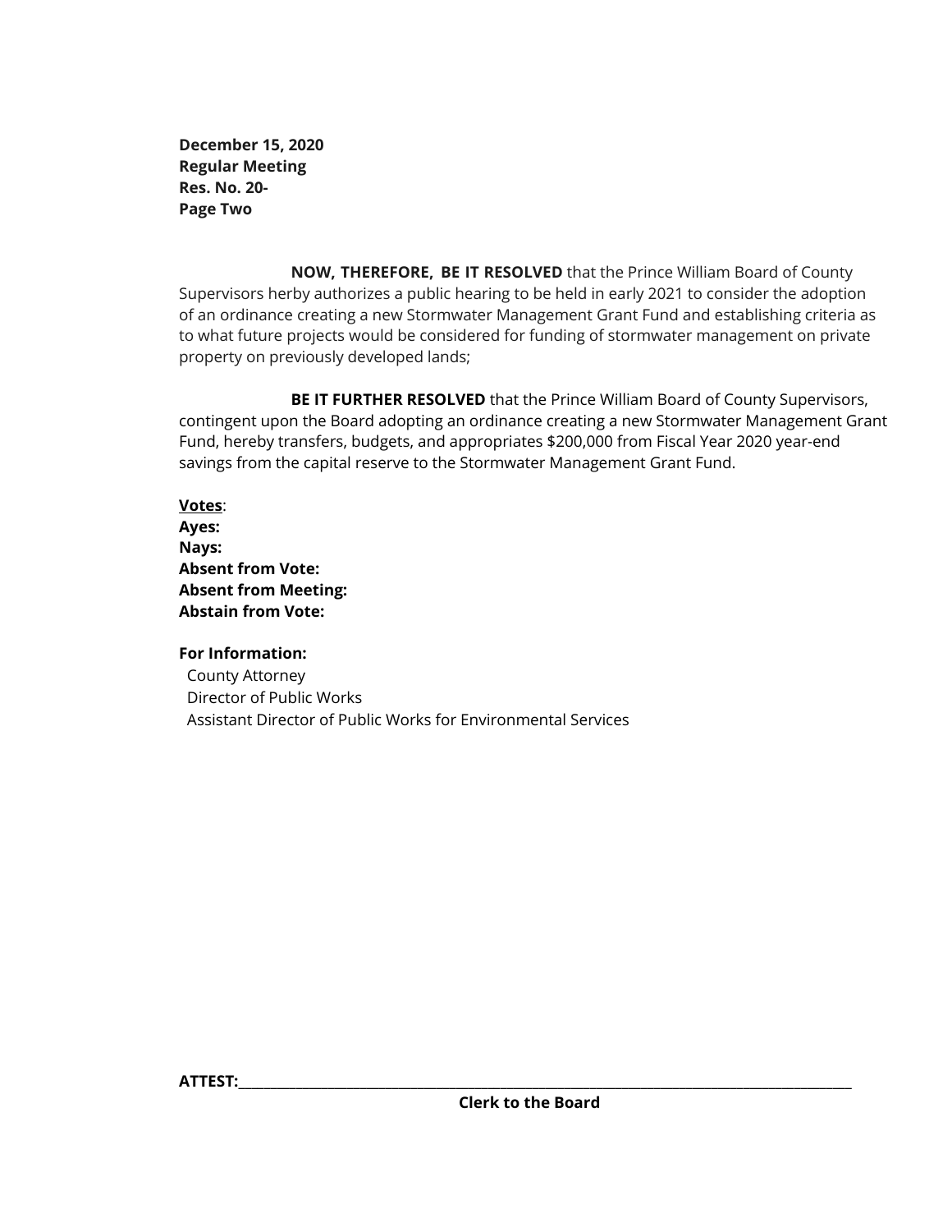**December 15, 2020**
**Regular Meeting**
**Res. No. 20-**
**Page Two**

**NOW, THEREFORE, BE IT RESOLVED** that the Prince William Board of County Supervisors herby authorizes a public hearing to be held in early 2021 to consider the adoption of an ordinance creating a new Stormwater Management Grant Fund and establishing criteria as to what future projects would be considered for funding of stormwater management on private property on previously developed lands;

**BE IT FURTHER RESOLVED** that the Prince William Board of County Supervisors, contingent upon the Board adopting an ordinance creating a new Stormwater Management Grant Fund, hereby transfers, budgets, and appropriates $200,000 from Fiscal Year 2020 year-end savings from the capital reserve to the Stormwater Management Grant Fund.

**Votes**:
**Ayes:**
**Nays:**
**Absent from Vote:**
**Absent from Meeting:**
**Abstain from Vote:**

**For Information:**
County Attorney
Director of Public Works
Assistant Director of Public Works for Environmental Services

**ATTEST:**______________________________
**Clerk to the Board**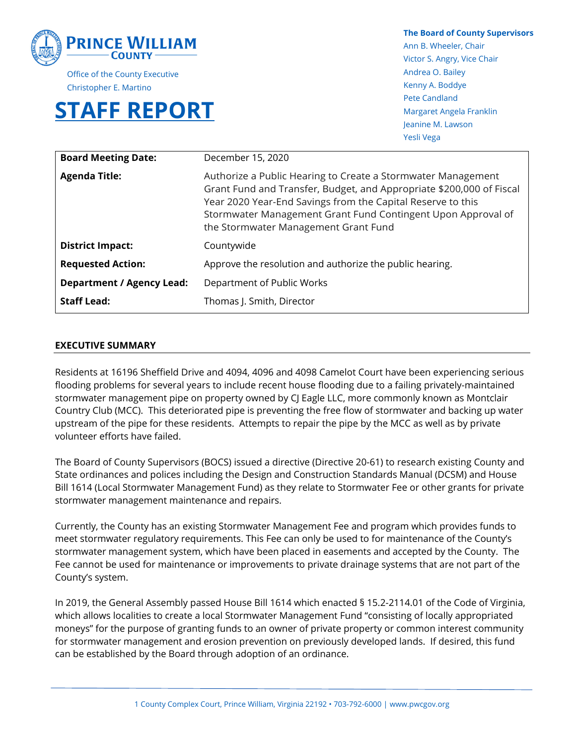Prince William County

Office of the County Executive
Christopher E. Martino

# STAFF REPORT

**The Board of County Supervisors**
Ann B. Wheeler, Chair
Victor S. Angry, Vice Chair
Andrea O. Bailey
Kenny A. Boddye
Pete Candland
Margaret Angela Franklin
Jeanine M. Lawson
Yesli Vega

| | |
|---|---|
| **Board Meeting Date:** | December 15, 2020 |
| **Agenda Title:** | Authorize a Public Hearing to Create a Stormwater Management Grant Fund and Transfer, Budget, and Appropriate $200,000 of Fiscal Year 2020 Year-End Savings from the Capital Reserve to this Stormwater Management Grant Fund Contingent Upon Approval of the Stormwater Management Grant Fund |
| **District Impact:** | Countywide |
| **Requested Action:** | Approve the resolution and authorize the public hearing. |
| **Department / Agency Lead:** | Department of Public Works |
| **Staff Lead:** | Thomas J. Smith, Director |

## EXECUTIVE SUMMARY

Residents at 16196 Sheffield Drive and 4094, 4096 and 4098 Camelot Court have been experiencing serious flooding problems for several years to include recent house flooding due to a failing privately-maintained stormwater management pipe on property owned by CJ Eagle LLC, more commonly known as Montclair Country Club (MCC). This deteriorated pipe is preventing the free flow of stormwater and backing up water upstream of the pipe for these residents. Attempts to repair the pipe by the MCC as well as by private volunteer efforts have failed.

The Board of County Supervisors (BOCS) issued a directive (Directive 20-61) to research existing County and State ordinances and polices including the Design and Construction Standards Manual (DCSM) and House Bill 1614 (Local Stormwater Management Fund) as they relate to Stormwater Fee or other grants for private stormwater management maintenance and repairs.

Currently, the County has an existing Stormwater Management Fee and program which provides funds to meet stormwater regulatory requirements. This Fee can only be used to for maintenance of the County's stormwater management system, which have been placed in easements and accepted by the County. The Fee cannot be used for maintenance or improvements to private drainage systems that are not part of the County's system.

In 2019, the General Assembly passed House Bill 1614 which enacted § 15.2-2114.01 of the Code of Virginia, which allows localities to create a local Stormwater Management Fund "consisting of locally appropriated moneys" for the purpose of granting funds to an owner of private property or common interest community for stormwater management and erosion prevention on previously developed lands. If desired, this fund can be established by the Board through adoption of an ordinance.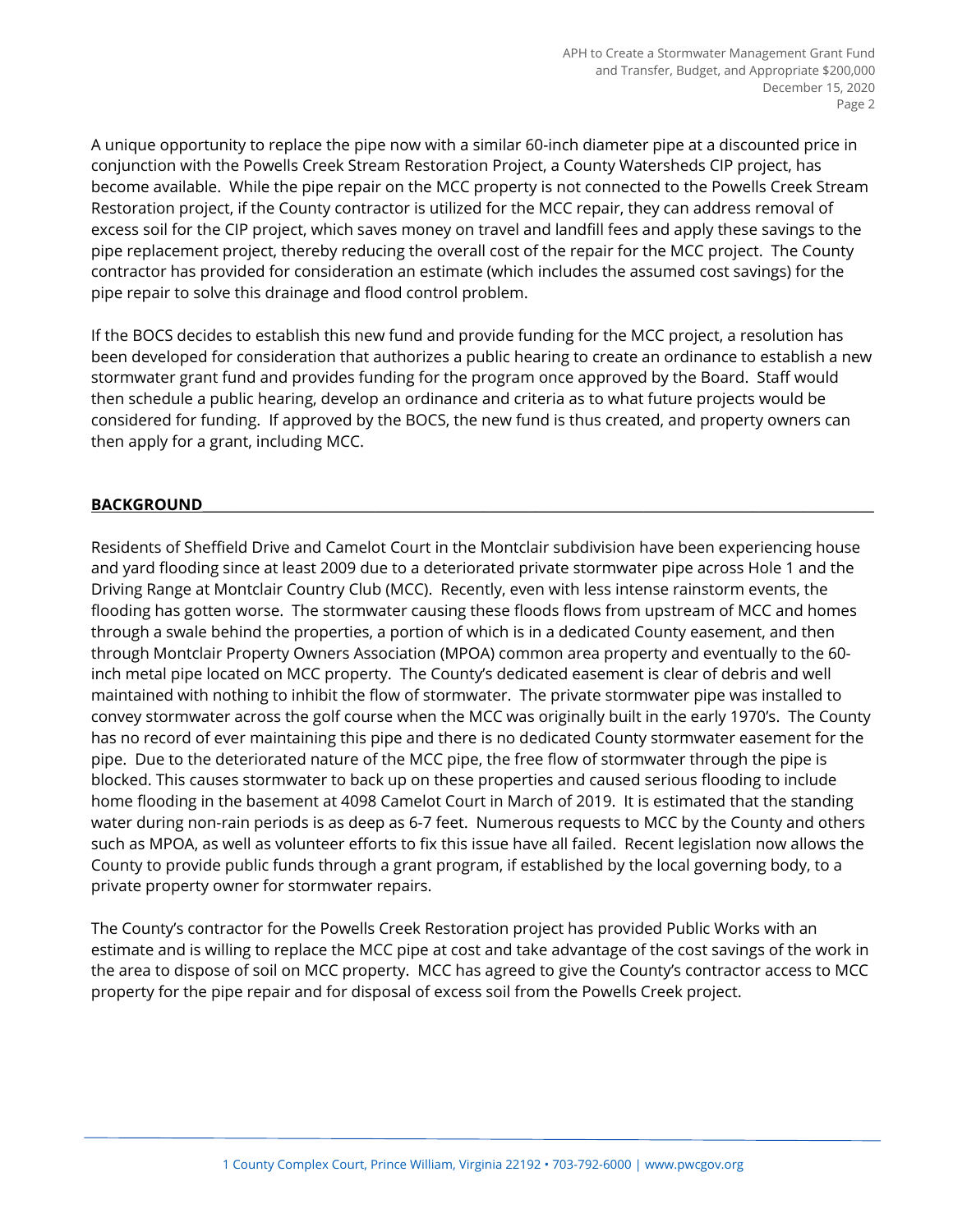A unique opportunity to replace the pipe now with a similar 60-inch diameter pipe at a discounted price in conjunction with the Powells Creek Stream Restoration Project, a County Watersheds CIP project, has become available. While the pipe repair on the MCC property is not connected to the Powells Creek Stream Restoration project, if the County contractor is utilized for the MCC repair, they can address removal of excess soil for the CIP project, which saves money on travel and landfill fees and apply these savings to the pipe replacement project, thereby reducing the overall cost of the repair for the MCC project. The County contractor has provided for consideration an estimate (which includes the assumed cost savings) for the pipe repair to solve this drainage and flood control problem.

If the BOCS decides to establish this new fund and provide funding for the MCC project, a resolution has been developed for consideration that authorizes a public hearing to create an ordinance to establish a new stormwater grant fund and provides funding for the program once approved by the Board. Staff would then schedule a public hearing, develop an ordinance and criteria as to what future projects would be considered for funding. If approved by the BOCS, the new fund is thus created, and property owners can then apply for a grant, including MCC.

## BACKGROUND

Residents of Sheffield Drive and Camelot Court in the Montclair subdivision have been experiencing house and yard flooding since at least 2009 due to a deteriorated private stormwater pipe across Hole 1 and the Driving Range at Montclair Country Club (MCC). Recently, even with less intense rainstorm events, the flooding has gotten worse. The stormwater causing these floods flows from upstream of MCC and homes through a swale behind the properties, a portion of which is in a dedicated County easement, and then through Montclair Property Owners Association (MPOA) common area property and eventually to the 60-inch metal pipe located on MCC property. The County's dedicated easement is clear of debris and well maintained with nothing to inhibit the flow of stormwater. The private stormwater pipe was installed to convey stormwater across the golf course when the MCC was originally built in the early 1970's. The County has no record of ever maintaining this pipe and there is no dedicated County stormwater easement for the pipe. Due to the deteriorated nature of the MCC pipe, the free flow of stormwater through the pipe is blocked. This causes stormwater to back up on these properties and caused serious flooding to include home flooding in the basement at 4098 Camelot Court in March of 2019. It is estimated that the standing water during non-rain periods is as deep as 6-7 feet. Numerous requests to MCC by the County and others such as MPOA, as well as volunteer efforts to fix this issue have all failed. Recent legislation now allows the County to provide public funds through a grant program, if established by the local governing body, to a private property owner for stormwater repairs.

The County's contractor for the Powells Creek Restoration project has provided Public Works with an estimate and is willing to replace the MCC pipe at cost and take advantage of the cost savings of the work in the area to dispose of soil on MCC property. MCC has agreed to give the County's contractor access to MCC property for the pipe repair and for disposal of excess soil from the Powells Creek project.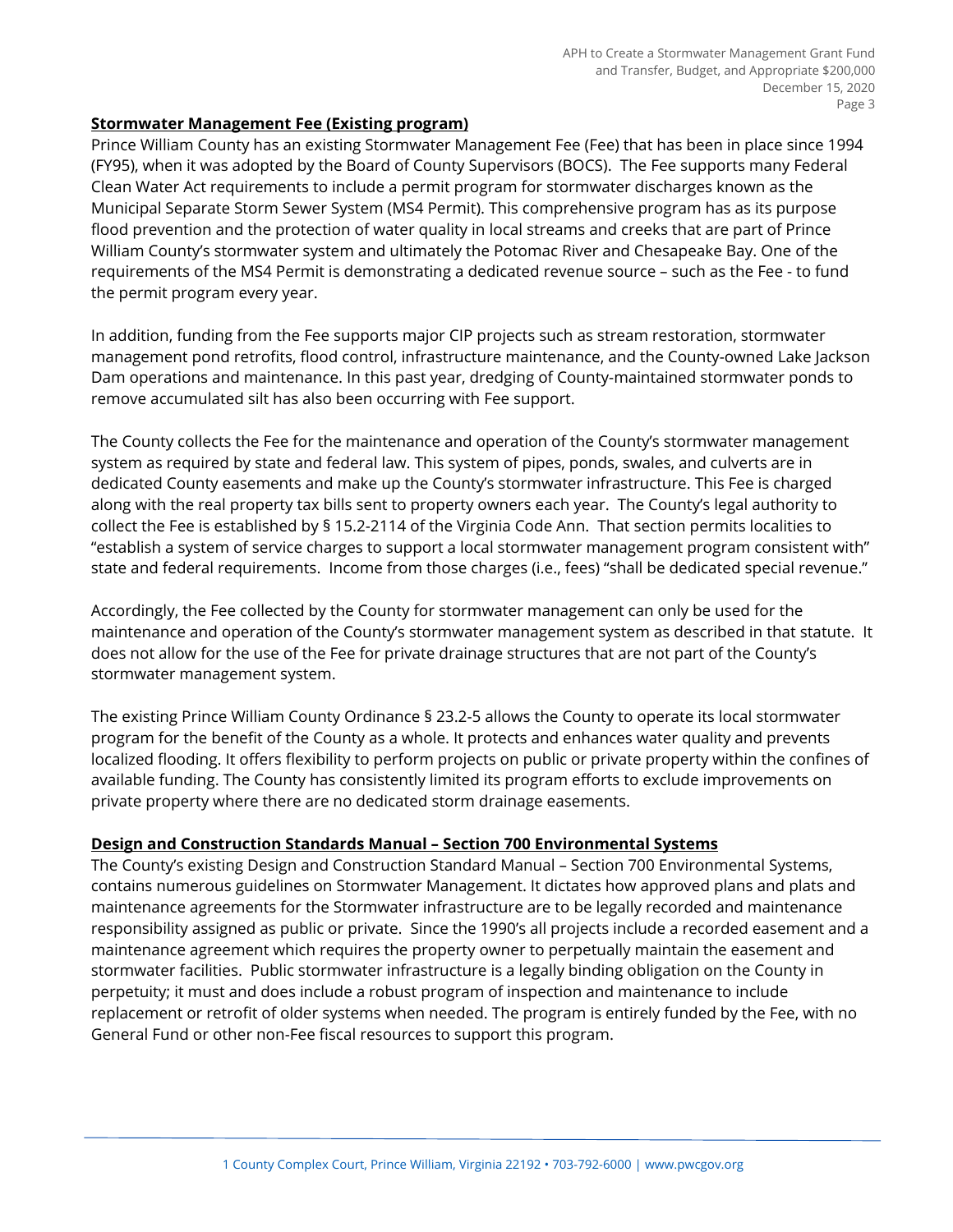**Stormwater Management Fee (Existing program)**

Prince William County has an existing Stormwater Management Fee (Fee) that has been in place since 1994 (FY95), when it was adopted by the Board of County Supervisors (BOCS). The Fee supports many Federal Clean Water Act requirements to include a permit program for stormwater discharges known as the Municipal Separate Storm Sewer System (MS4 Permit). This comprehensive program has as its purpose flood prevention and the protection of water quality in local streams and creeks that are part of Prince William County's stormwater system and ultimately the Potomac River and Chesapeake Bay. One of the requirements of the MS4 Permit is demonstrating a dedicated revenue source – such as the Fee - to fund the permit program every year.

In addition, funding from the Fee supports major CIP projects such as stream restoration, stormwater management pond retrofits, flood control, infrastructure maintenance, and the County-owned Lake Jackson Dam operations and maintenance. In this past year, dredging of County-maintained stormwater ponds to remove accumulated silt has also been occurring with Fee support.

The County collects the Fee for the maintenance and operation of the County's stormwater management system as required by state and federal law. This system of pipes, ponds, swales, and culverts are in dedicated County easements and make up the County's stormwater infrastructure. This Fee is charged along with the real property tax bills sent to property owners each year. The County's legal authority to collect the Fee is established by § 15.2-2114 of the Virginia Code Ann. That section permits localities to "establish a system of service charges to support a local stormwater management program consistent with" state and federal requirements. Income from those charges (i.e., fees) "shall be dedicated special revenue."

Accordingly, the Fee collected by the County for stormwater management can only be used for the maintenance and operation of the County's stormwater management system as described in that statute. It does not allow for the use of the Fee for private drainage structures that are not part of the County's stormwater management system.

The existing Prince William County Ordinance § 23.2-5 allows the County to operate its local stormwater program for the benefit of the County as a whole. It protects and enhances water quality and prevents localized flooding. It offers flexibility to perform projects on public or private property within the confines of available funding. The County has consistently limited its program efforts to exclude improvements on private property where there are no dedicated storm drainage easements.

**Design and Construction Standards Manual – Section 700 Environmental Systems**

The County's existing Design and Construction Standard Manual – Section 700 Environmental Systems, contains numerous guidelines on Stormwater Management. It dictates how approved plans and plats and maintenance agreements for the Stormwater infrastructure are to be legally recorded and maintenance responsibility assigned as public or private. Since the 1990's all projects include a recorded easement and a maintenance agreement which requires the property owner to perpetually maintain the easement and stormwater facilities. Public stormwater infrastructure is a legally binding obligation on the County in perpetuity; it must and does include a robust program of inspection and maintenance to include replacement or retrofit of older systems when needed. The program is entirely funded by the Fee, with no General Fund or other non-Fee fiscal resources to support this program.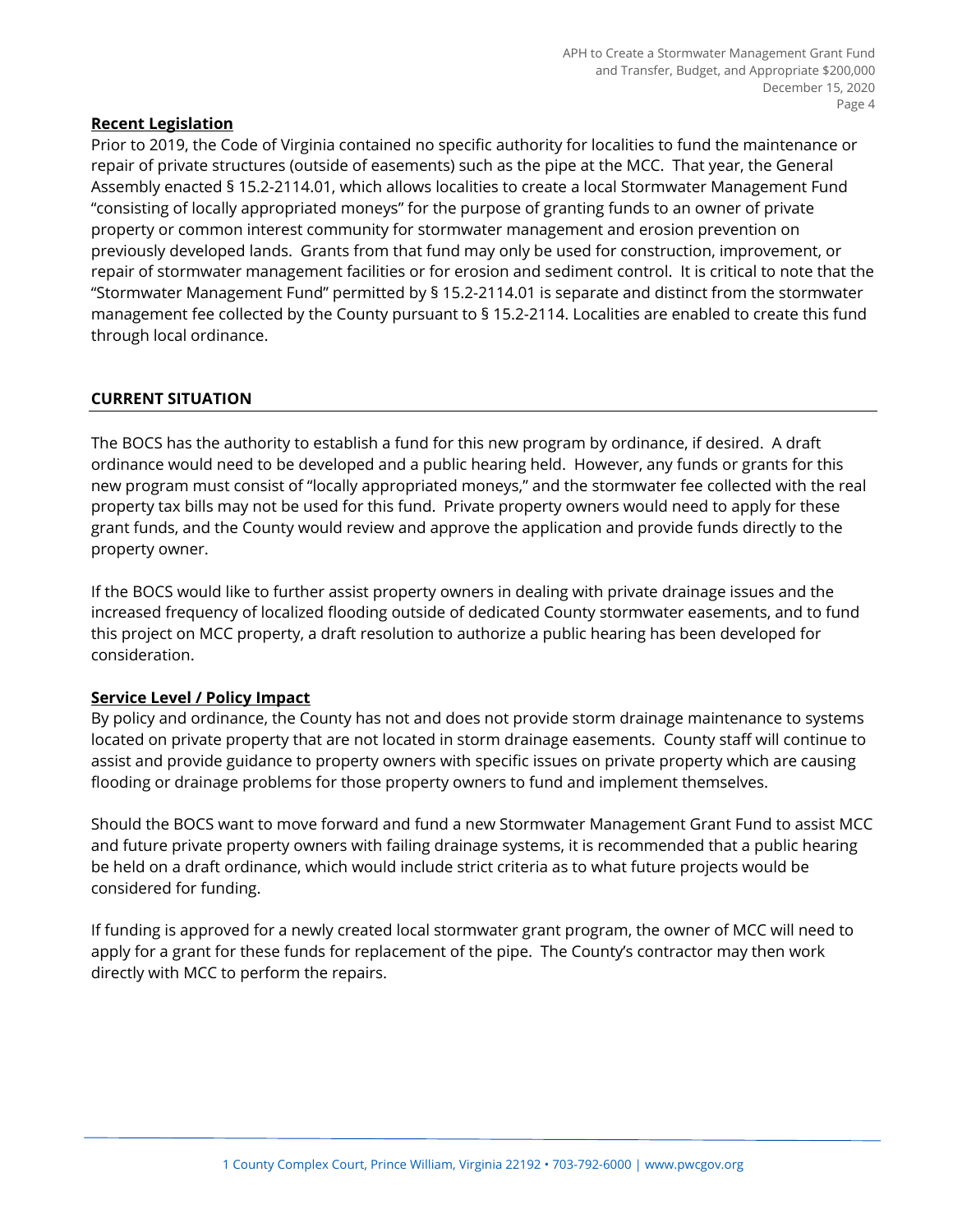**Recent Legislation**

Prior to 2019, the Code of Virginia contained no specific authority for localities to fund the maintenance or repair of private structures (outside of easements) such as the pipe at the MCC. That year, the General Assembly enacted § 15.2-2114.01, which allows localities to create a local Stormwater Management Fund "consisting of locally appropriated moneys" for the purpose of granting funds to an owner of private property or common interest community for stormwater management and erosion prevention on previously developed lands. Grants from that fund may only be used for construction, improvement, or repair of stormwater management facilities or for erosion and sediment control. It is critical to note that the "Stormwater Management Fund" permitted by § 15.2-2114.01 is separate and distinct from the stormwater management fee collected by the County pursuant to § 15.2-2114. Localities are enabled to create this fund through local ordinance.

## CURRENT SITUATION

The BOCS has the authority to establish a fund for this new program by ordinance, if desired. A draft ordinance would need to be developed and a public hearing held. However, any funds or grants for this new program must consist of "locally appropriated moneys," and the stormwater fee collected with the real property tax bills may not be used for this fund. Private property owners would need to apply for these grant funds, and the County would review and approve the application and provide funds directly to the property owner.

If the BOCS would like to further assist property owners in dealing with private drainage issues and the increased frequency of localized flooding outside of dedicated County stormwater easements, and to fund this project on MCC property, a draft resolution to authorize a public hearing has been developed for consideration.

**Service Level / Policy Impact**

By policy and ordinance, the County has not and does not provide storm drainage maintenance to systems located on private property that are not located in storm drainage easements. County staff will continue to assist and provide guidance to property owners with specific issues on private property which are causing flooding or drainage problems for those property owners to fund and implement themselves.

Should the BOCS want to move forward and fund a new Stormwater Management Grant Fund to assist MCC and future private property owners with failing drainage systems, it is recommended that a public hearing be held on a draft ordinance, which would include strict criteria as to what future projects would be considered for funding.

If funding is approved for a newly created local stormwater grant program, the owner of MCC will need to apply for a grant for these funds for replacement of the pipe. The County's contractor may then work directly with MCC to perform the repairs.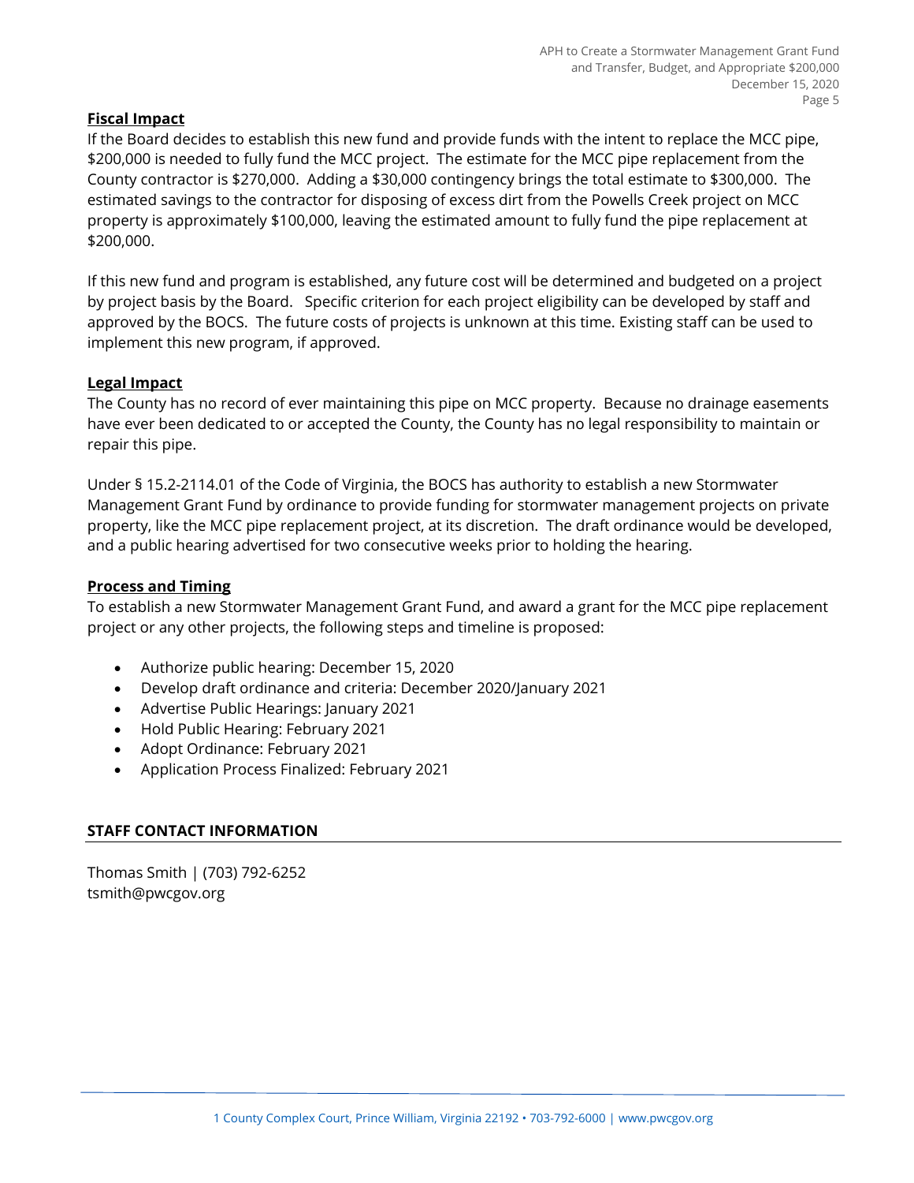**Fiscal Impact**

If the Board decides to establish this new fund and provide funds with the intent to replace the MCC pipe, $200,000 is needed to fully fund the MCC project. The estimate for the MCC pipe replacement from the County contractor is $270,000. Adding a $30,000 contingency brings the total estimate to $300,000. The estimated savings to the contractor for disposing of excess dirt from the Powells Creek project on MCC property is approximately $100,000, leaving the estimated amount to fully fund the pipe replacement at $200,000.

If this new fund and program is established, any future cost will be determined and budgeted on a project by project basis by the Board. Specific criterion for each project eligibility can be developed by staff and approved by the BOCS. The future costs of projects is unknown at this time. Existing staff can be used to implement this new program, if approved.

**Legal Impact**

The County has no record of ever maintaining this pipe on MCC property. Because no drainage easements have ever been dedicated to or accepted the County, the County has no legal responsibility to maintain or repair this pipe.

Under § 15.2-2114.01 of the Code of Virginia, the BOCS has authority to establish a new Stormwater Management Grant Fund by ordinance to provide funding for stormwater management projects on private property, like the MCC pipe replacement project, at its discretion. The draft ordinance would be developed, and a public hearing advertised for two consecutive weeks prior to holding the hearing.

**Process and Timing**

To establish a new Stormwater Management Grant Fund, and award a grant for the MCC pipe replacement project or any other projects, the following steps and timeline is proposed:

- Authorize public hearing: December 15, 2020
- Develop draft ordinance and criteria: December 2020/January 2021
- Advertise Public Hearings: January 2021
- Hold Public Hearing: February 2021
- Adopt Ordinance: February 2021
- Application Process Finalized: February 2021

**STAFF CONTACT INFORMATION**

Thomas Smith | (703) 792-6252
tsmith@pwcgov.org